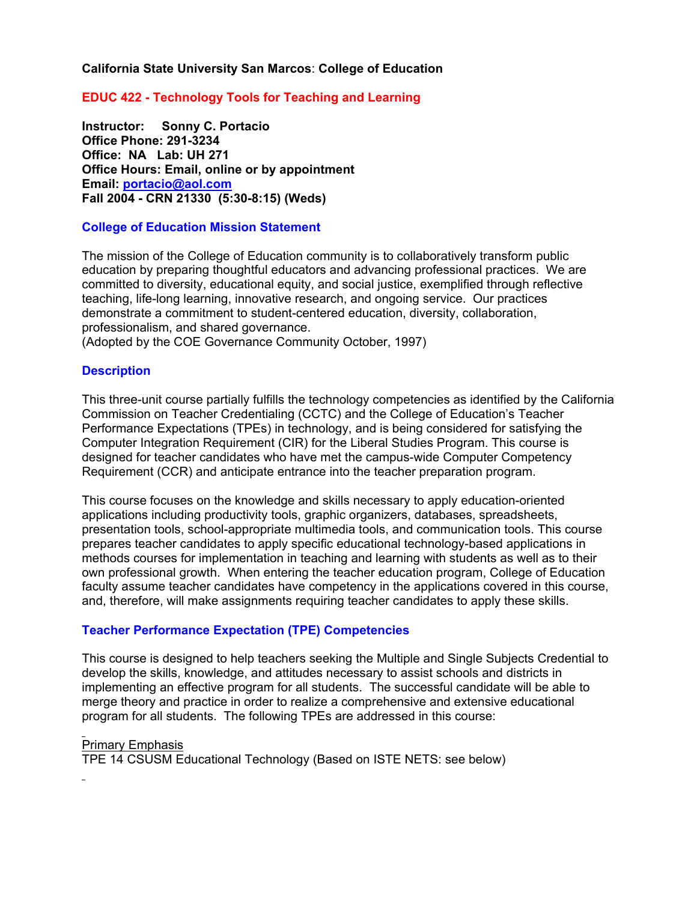**California State University San Marcos**: **College of Education**

## EDUC 422 - Technology Tools for Teaching and Learning

**Instructor: Sonny C. Portacio**
**Office Phone: 291-3234**
**Office: NA Lab: UH 271**
**Office Hours: Email, online or by appointment**
**Email: portacio@aol.com**
**Fall 2004 - CRN 21330 (5:30-8:15) (Weds)**

### College of Education Mission Statement

The mission of the College of Education community is to collaboratively transform public education by preparing thoughtful educators and advancing professional practices. We are committed to diversity, educational equity, and social justice, exemplified through reflective teaching, life-long learning, innovative research, and ongoing service. Our practices demonstrate a commitment to student-centered education, diversity, collaboration, professionalism, and shared governance.
(Adopted by the COE Governance Community October, 1997)

### Description

This three-unit course partially fulfills the technology competencies as identified by the California Commission on Teacher Credentialing (CCTC) and the College of Education's Teacher Performance Expectations (TPEs) in technology, and is being considered for satisfying the Computer Integration Requirement (CIR) for the Liberal Studies Program. This course is designed for teacher candidates who have met the campus-wide Computer Competency Requirement (CCR) and anticipate entrance into the teacher preparation program.

This course focuses on the knowledge and skills necessary to apply education-oriented applications including productivity tools, graphic organizers, databases, spreadsheets, presentation tools, school-appropriate multimedia tools, and communication tools. This course prepares teacher candidates to apply specific educational technology-based applications in methods courses for implementation in teaching and learning with students as well as to their own professional growth. When entering the teacher education program, College of Education faculty assume teacher candidates have competency in the applications covered in this course, and, therefore, will make assignments requiring teacher candidates to apply these skills.

### Teacher Performance Expectation (TPE) Competencies

This course is designed to help teachers seeking the Multiple and Single Subjects Credential to develop the skills, knowledge, and attitudes necessary to assist schools and districts in implementing an effective program for all students. The successful candidate will be able to merge theory and practice in order to realize a comprehensive and extensive educational program for all students. The following TPEs are addressed in this course:

Primary Emphasis
TPE 14 CSUSM Educational Technology (Based on ISTE NETS: see below)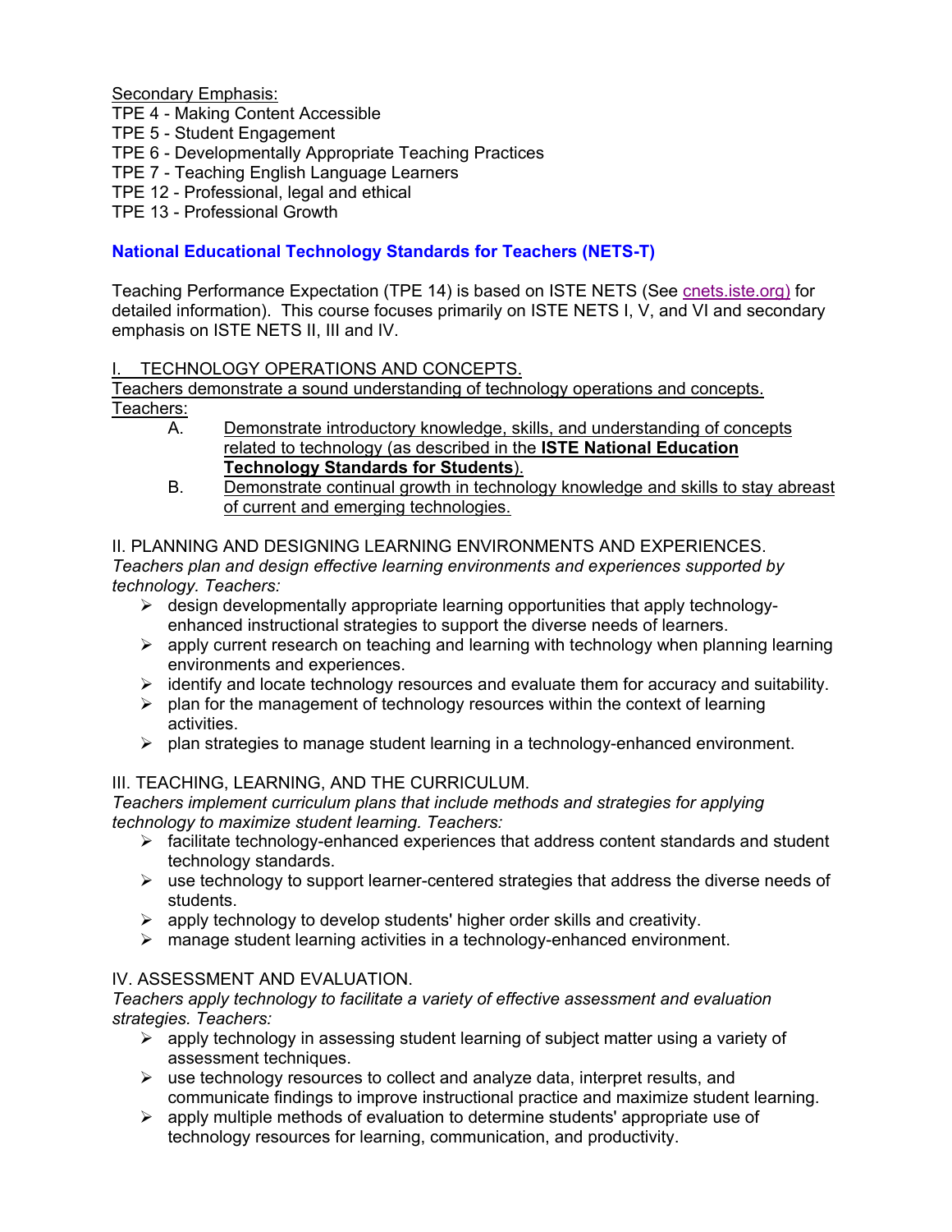Secondary Emphasis:
TPE 4 - Making Content Accessible
TPE 5 - Student Engagement
TPE 6 - Developmentally Appropriate Teaching Practices
TPE 7 - Teaching English Language Learners
TPE 12 - Professional, legal and ethical
TPE 13 - Professional Growth

## National Educational Technology Standards for Teachers (NETS-T)

Teaching Performance Expectation (TPE 14) is based on ISTE NETS (See cnets.iste.org) for detailed information). This course focuses primarily on ISTE NETS I, V, and VI and secondary emphasis on ISTE NETS II, III and IV.

I. TECHNOLOGY OPERATIONS AND CONCEPTS.
Teachers demonstrate a sound understanding of technology operations and concepts.
Teachers:

- A. Demonstrate introductory knowledge, skills, and understanding of concepts related to technology (as described in the **ISTE National Education Technology Standards for Students**).
- B. Demonstrate continual growth in technology knowledge and skills to stay abreast of current and emerging technologies.

II. PLANNING AND DESIGNING LEARNING ENVIRONMENTS AND EXPERIENCES.
*Teachers plan and design effective learning environments and experiences supported by technology. Teachers:*

- design developmentally appropriate learning opportunities that apply technology-enhanced instructional strategies to support the diverse needs of learners.
- apply current research on teaching and learning with technology when planning learning environments and experiences.
- identify and locate technology resources and evaluate them for accuracy and suitability.
- plan for the management of technology resources within the context of learning activities.
- plan strategies to manage student learning in a technology-enhanced environment.

III. TEACHING, LEARNING, AND THE CURRICULUM.
*Teachers implement curriculum plans that include methods and strategies for applying technology to maximize student learning. Teachers:*

- facilitate technology-enhanced experiences that address content standards and student technology standards.
- use technology to support learner-centered strategies that address the diverse needs of students.
- apply technology to develop students' higher order skills and creativity.
- manage student learning activities in a technology-enhanced environment.

IV. ASSESSMENT AND EVALUATION.
*Teachers apply technology to facilitate a variety of effective assessment and evaluation strategies. Teachers:*

- apply technology in assessing student learning of subject matter using a variety of assessment techniques.
- use technology resources to collect and analyze data, interpret results, and communicate findings to improve instructional practice and maximize student learning.
- apply multiple methods of evaluation to determine students' appropriate use of technology resources for learning, communication, and productivity.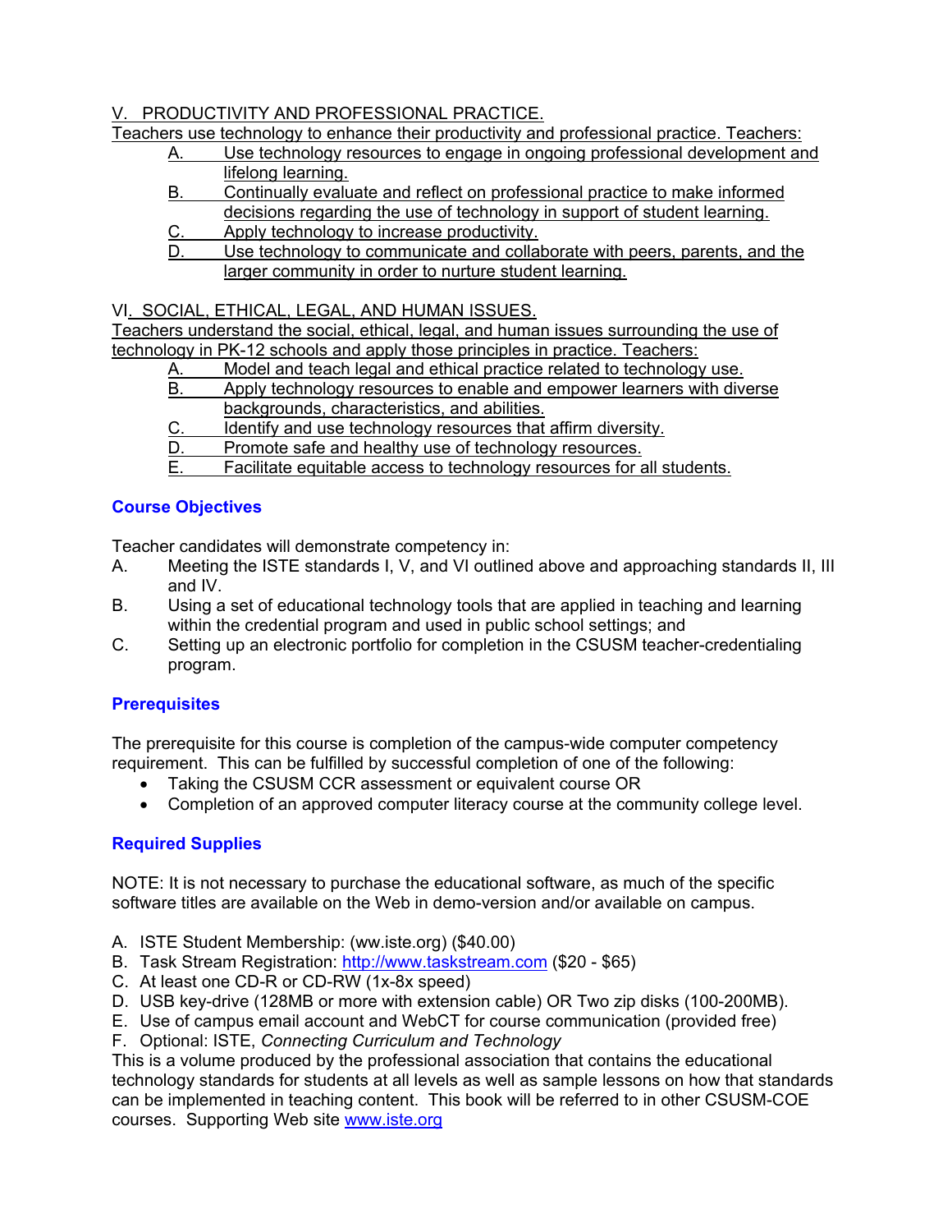V. PRODUCTIVITY AND PROFESSIONAL PRACTICE.
Teachers use technology to enhance their productivity and professional practice. Teachers:

A. Use technology resources to engage in ongoing professional development and lifelong learning.
B. Continually evaluate and reflect on professional practice to make informed decisions regarding the use of technology in support of student learning.
C. Apply technology to increase productivity.
D. Use technology to communicate and collaborate with peers, parents, and the larger community in order to nurture student learning.

VI. SOCIAL, ETHICAL, LEGAL, AND HUMAN ISSUES.
Teachers understand the social, ethical, legal, and human issues surrounding the use of technology in PK-12 schools and apply those principles in practice. Teachers:

A. Model and teach legal and ethical practice related to technology use.
B. Apply technology resources to enable and empower learners with diverse backgrounds, characteristics, and abilities.
C. Identify and use technology resources that affirm diversity.
D. Promote safe and healthy use of technology resources.
E. Facilitate equitable access to technology resources for all students.

## Course Objectives

Teacher candidates will demonstrate competency in:

A. Meeting the ISTE standards I, V, and VI outlined above and approaching standards II, III and IV.
B. Using a set of educational technology tools that are applied in teaching and learning within the credential program and used in public school settings; and
C. Setting up an electronic portfolio for completion in the CSUSM teacher-credentialing program.

## Prerequisites

The prerequisite for this course is completion of the campus-wide computer competency requirement. This can be fulfilled by successful completion of one of the following:

- Taking the CSUSM CCR assessment or equivalent course OR
- Completion of an approved computer literacy course at the community college level.

## Required Supplies

NOTE: It is not necessary to purchase the educational software, as much of the specific software titles are available on the Web in demo-version and/or available on campus.

A. ISTE Student Membership: (ww.iste.org) ($40.00)
B. Task Stream Registration: http://www.taskstream.com ($20 - $65)
C. At least one CD-R or CD-RW (1x-8x speed)
D. USB key-drive (128MB or more with extension cable) OR Two zip disks (100-200MB).
E. Use of campus email account and WebCT for course communication (provided free)
F. Optional: ISTE, *Connecting Curriculum and Technology*

This is a volume produced by the professional association that contains the educational technology standards for students at all levels as well as sample lessons on how that standards can be implemented in teaching content. This book will be referred to in other CSUSM-COE courses. Supporting Web site www.iste.org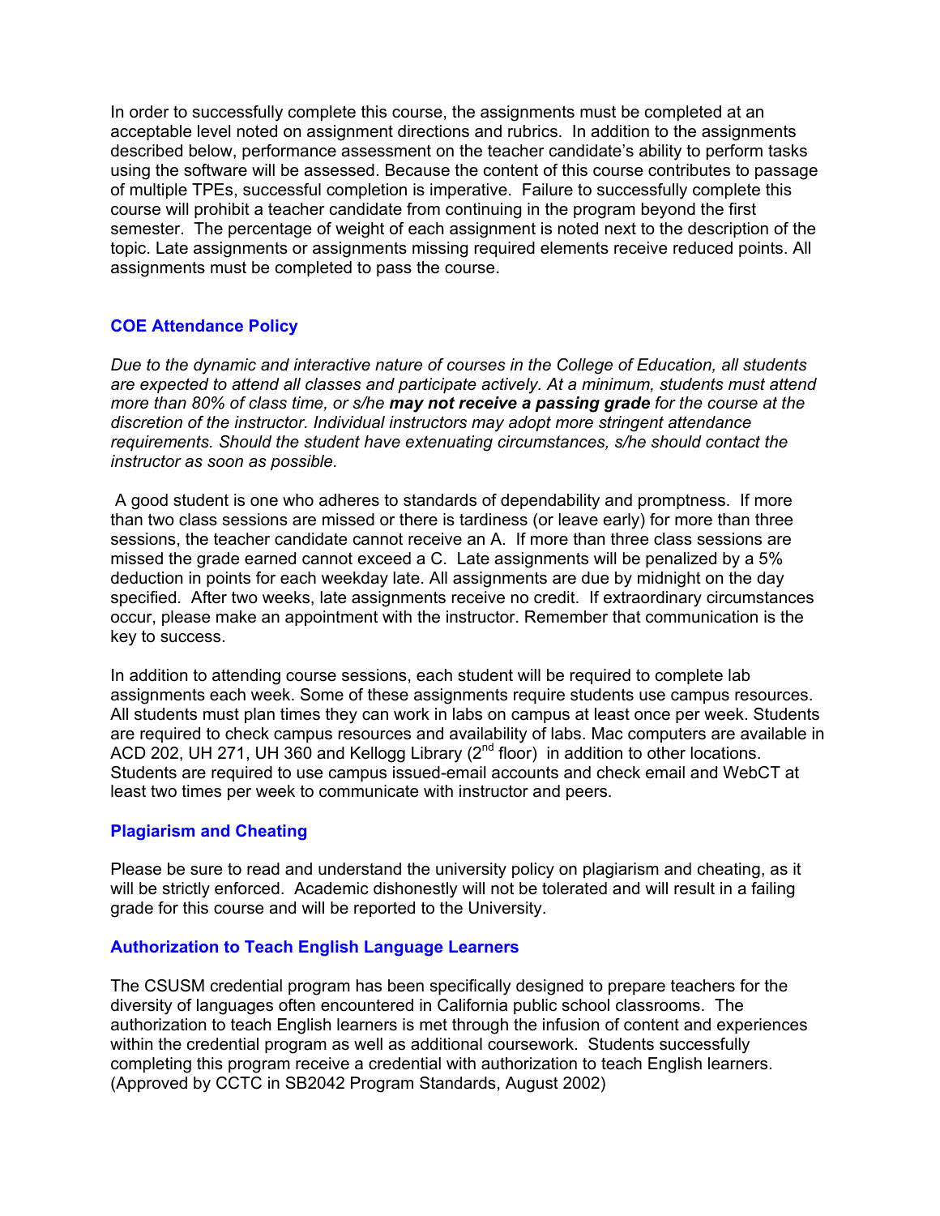In order to successfully complete this course, the assignments must be completed at an acceptable level noted on assignment directions and rubrics. In addition to the assignments described below, performance assessment on the teacher candidate's ability to perform tasks using the software will be assessed. Because the content of this course contributes to passage of multiple TPEs, successful completion is imperative. Failure to successfully complete this course will prohibit a teacher candidate from continuing in the program beyond the first semester. The percentage of weight of each assignment is noted next to the description of the topic. Late assignments or assignments missing required elements receive reduced points. All assignments must be completed to pass the course.

## COE Attendance Policy

*Due to the dynamic and interactive nature of courses in the College of Education, all students are expected to attend all classes and participate actively. At a minimum, students must attend more than 80% of class time, or s/he* ***may not receive a passing grade*** *for the course at the discretion of the instructor. Individual instructors may adopt more stringent attendance requirements. Should the student have extenuating circumstances, s/he should contact the instructor as soon as possible.*

A good student is one who adheres to standards of dependability and promptness. If more than two class sessions are missed or there is tardiness (or leave early) for more than three sessions, the teacher candidate cannot receive an A. If more than three class sessions are missed the grade earned cannot exceed a C. Late assignments will be penalized by a 5% deduction in points for each weekday late. All assignments are due by midnight on the day specified. After two weeks, late assignments receive no credit. If extraordinary circumstances occur, please make an appointment with the instructor. Remember that communication is the key to success.

In addition to attending course sessions, each student will be required to complete lab assignments each week. Some of these assignments require students use campus resources. All students must plan times they can work in labs on campus at least once per week. Students are required to check campus resources and availability of labs. Mac computers are available in ACD 202, UH 271, UH 360 and Kellogg Library (2nd floor) in addition to other locations. Students are required to use campus issued-email accounts and check email and WebCT at least two times per week to communicate with instructor and peers.

## Plagiarism and Cheating

Please be sure to read and understand the university policy on plagiarism and cheating, as it will be strictly enforced. Academic dishonestly will not be tolerated and will result in a failing grade for this course and will be reported to the University.

## Authorization to Teach English Language Learners

The CSUSM credential program has been specifically designed to prepare teachers for the diversity of languages often encountered in California public school classrooms. The authorization to teach English learners is met through the infusion of content and experiences within the credential program as well as additional coursework. Students successfully completing this program receive a credential with authorization to teach English learners. (Approved by CCTC in SB2042 Program Standards, August 2002)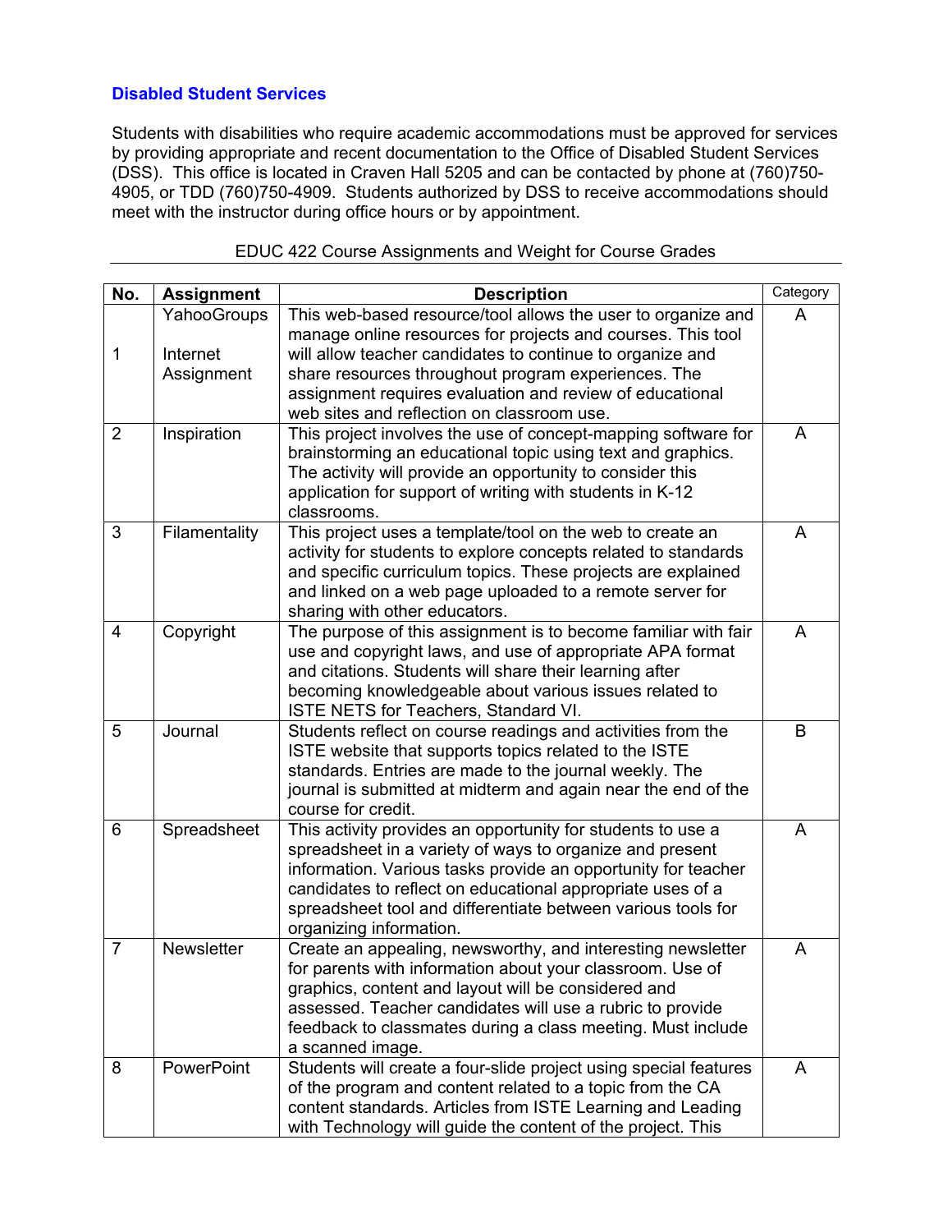### Disabled Student Services

Students with disabilities who require academic accommodations must be approved for services by providing appropriate and recent documentation to the Office of Disabled Student Services (DSS). This office is located in Craven Hall 5205 and can be contacted by phone at (760)750-4905, or TDD (760)750-4909. Students authorized by DSS to receive accommodations should meet with the instructor during office hours or by appointment.

EDUC 422 Course Assignments and Weight for Course Grades

| No. | Assignment | Description | Category |
|---|---|---|---|
| 1 | YahooGroups Internet Assignment | This web-based resource/tool allows the user to organize and manage online resources for projects and courses. This tool will allow teacher candidates to continue to organize and share resources throughout program experiences. The assignment requires evaluation and review of educational web sites and reflection on classroom use. | A |
| 2 | Inspiration | This project involves the use of concept-mapping software for brainstorming an educational topic using text and graphics. The activity will provide an opportunity to consider this application for support of writing with students in K-12 classrooms. | A |
| 3 | Filamentality | This project uses a template/tool on the web to create an activity for students to explore concepts related to standards and specific curriculum topics. These projects are explained and linked on a web page uploaded to a remote server for sharing with other educators. | A |
| 4 | Copyright | The purpose of this assignment is to become familiar with fair use and copyright laws, and use of appropriate APA format and citations. Students will share their learning after becoming knowledgeable about various issues related to ISTE NETS for Teachers, Standard VI. | A |
| 5 | Journal | Students reflect on course readings and activities from the ISTE website that supports topics related to the ISTE standards. Entries are made to the journal weekly. The journal is submitted at midterm and again near the end of the course for credit. | B |
| 6 | Spreadsheet | This activity provides an opportunity for students to use a spreadsheet in a variety of ways to organize and present information. Various tasks provide an opportunity for teacher candidates to reflect on educational appropriate uses of a spreadsheet tool and differentiate between various tools for organizing information. | A |
| 7 | Newsletter | Create an appealing, newsworthy, and interesting newsletter for parents with information about your classroom. Use of graphics, content and layout will be considered and assessed. Teacher candidates will use a rubric to provide feedback to classmates during a class meeting. Must include a scanned image. | A |
| 8 | PowerPoint | Students will create a four-slide project using special features of the program and content related to a topic from the CA content standards. Articles from ISTE Learning and Leading with Technology will guide the content of the project. This | A |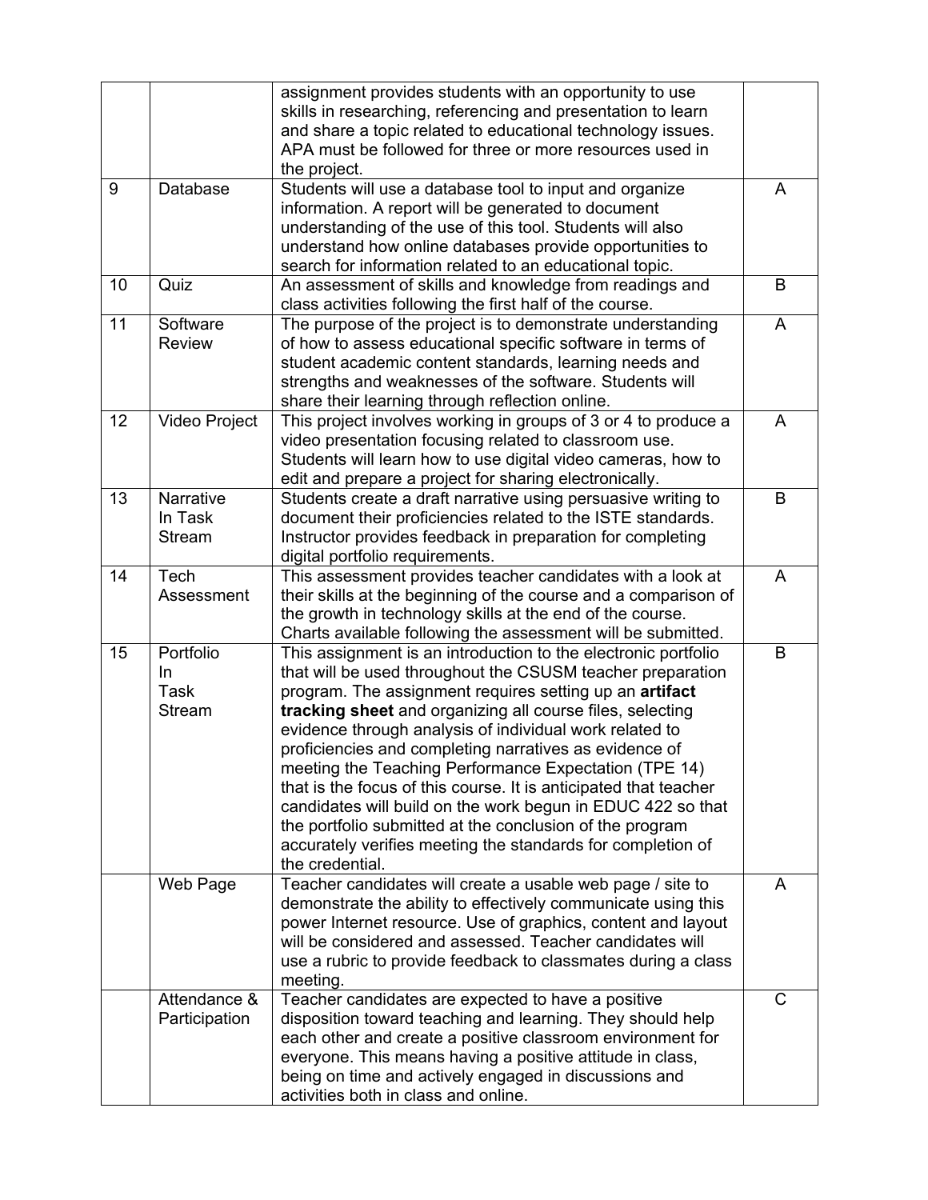|  |  | assignment provides students with an opportunity to use skills in researching, referencing and presentation to learn and share a topic related to educational technology issues. APA must be followed for three or more resources used in the project. |  |
|---|---|---|---|
| 9 | Database | Students will use a database tool to input and organize information. A report will be generated to document understanding of the use of this tool. Students will also understand how online databases provide opportunities to search for information related to an educational topic. | A |
| 10 | Quiz | An assessment of skills and knowledge from readings and class activities following the first half of the course. | B |
| 11 | Software Review | The purpose of the project is to demonstrate understanding of how to assess educational specific software in terms of student academic content standards, learning needs and strengths and weaknesses of the software. Students will share their learning through reflection online. | A |
| 12 | Video Project | This project involves working in groups of 3 or 4 to produce a video presentation focusing related to classroom use. Students will learn how to use digital video cameras, how to edit and prepare a project for sharing electronically. | A |
| 13 | Narrative In Task Stream | Students create a draft narrative using persuasive writing to document their proficiencies related to the ISTE standards. Instructor provides feedback in preparation for completing digital portfolio requirements. | B |
| 14 | Tech Assessment | This assessment provides teacher candidates with a look at their skills at the beginning of the course and a comparison of the growth in technology skills at the end of the course. Charts available following the assessment will be submitted. | A |
| 15 | Portfolio In Task Stream | This assignment is an introduction to the electronic portfolio that will be used throughout the CSUSM teacher preparation program. The assignment requires setting up an **artifact tracking sheet** and organizing all course files, selecting evidence through analysis of individual work related to proficiencies and completing narratives as evidence of meeting the Teaching Performance Expectation (TPE 14) that is the focus of this course. It is anticipated that teacher candidates will build on the work begun in EDUC 422 so that the portfolio submitted at the conclusion of the program accurately verifies meeting the standards for completion of the credential. | B |
|  | Web Page | Teacher candidates will create a usable web page / site to demonstrate the ability to effectively communicate using this power Internet resource. Use of graphics, content and layout will be considered and assessed. Teacher candidates will use a rubric to provide feedback to classmates during a class meeting. | A |
|  | Attendance & Participation | Teacher candidates are expected to have a positive disposition toward teaching and learning. They should help each other and create a positive classroom environment for everyone. This means having a positive attitude in class, being on time and actively engaged in discussions and activities both in class and online. | C |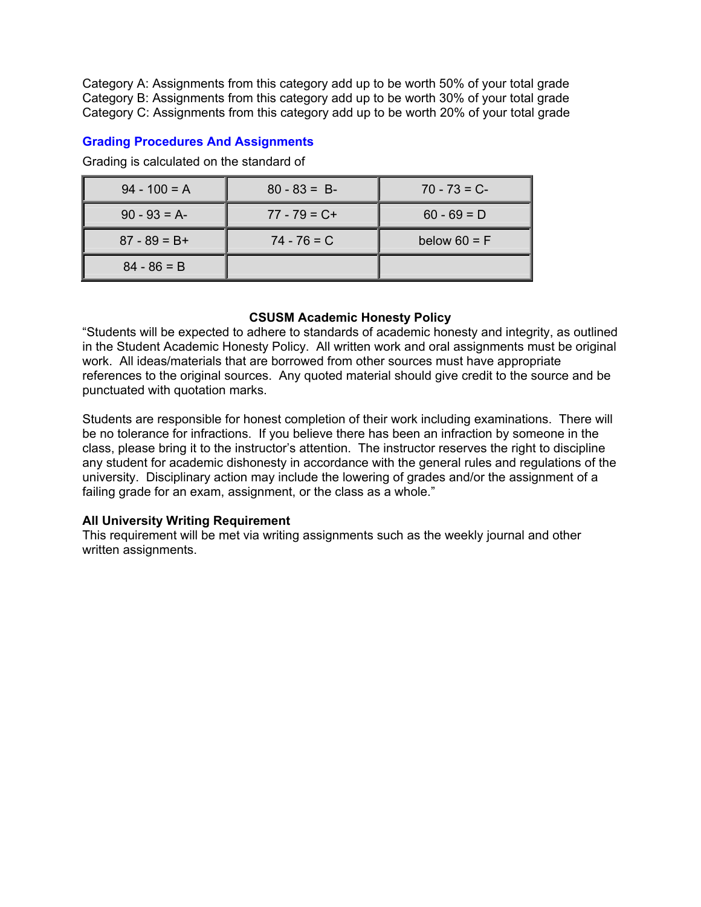Category A: Assignments from this category add up to be worth 50% of your total grade
Category B: Assignments from this category add up to be worth 30% of your total grade
Category C: Assignments from this category add up to be worth 20% of your total grade

## Grading Procedures And Assignments

Grading is calculated on the standard of

| | | |
|---|---|---|
| 94 - 100 = A | 80 - 83 = B- | 70 - 73 = C- |
| 90 - 93 = A- | 77 - 79 = C+ | 60 - 69 = D |
| 87 - 89 = B+ | 74 - 76 = C | below 60 = F |
| 84 - 86 = B | | |

**CSUSM Academic Honesty Policy**

"Students will be expected to adhere to standards of academic honesty and integrity, as outlined in the Student Academic Honesty Policy. All written work and oral assignments must be original work. All ideas/materials that are borrowed from other sources must have appropriate references to the original sources. Any quoted material should give credit to the source and be punctuated with quotation marks.

Students are responsible for honest completion of their work including examinations. There will be no tolerance for infractions. If you believe there has been an infraction by someone in the class, please bring it to the instructor's attention. The instructor reserves the right to discipline any student for academic dishonesty in accordance with the general rules and regulations of the university. Disciplinary action may include the lowering of grades and/or the assignment of a failing grade for an exam, assignment, or the class as a whole."

**All University Writing Requirement**

This requirement will be met via writing assignments such as the weekly journal and other written assignments.